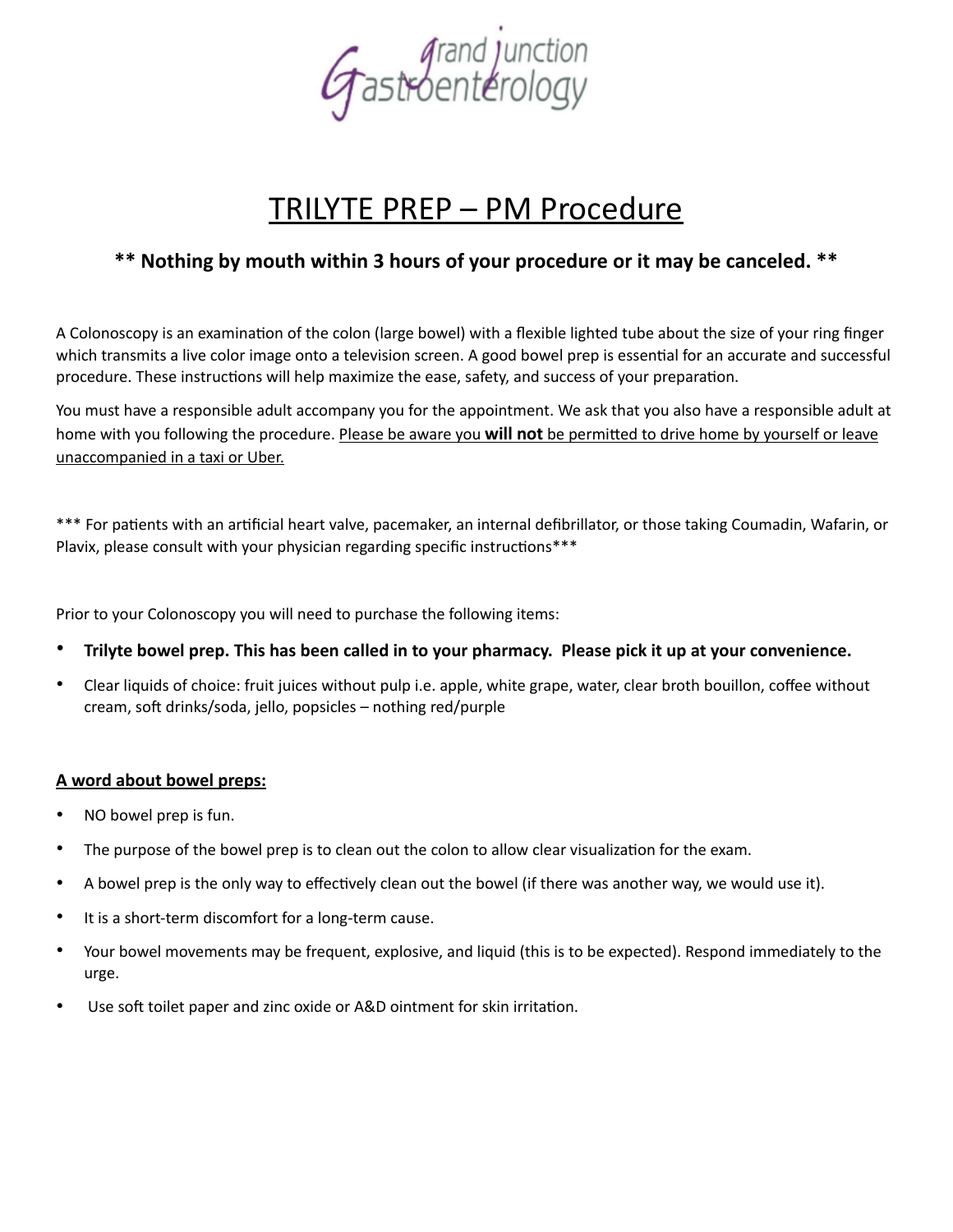Grand Junction Gastroenterology

# TRILYTE PREP – PM Procedure

**** Nothing by mouth within 3 hours of your procedure or it may be canceled. ****

A Colonoscopy is an examination of the colon (large bowel) with a flexible lighted tube about the size of your ring finger which transmits a live color image onto a television screen. A good bowel prep is essential for an accurate and successful procedure. These instructions will help maximize the ease, safety, and success of your preparation.

You must have a responsible adult accompany you for the appointment. We ask that you also have a responsible adult at home with you following the procedure. <u>Please be aware you **will not** be permitted to drive home by yourself or leave unaccompanied in a taxi or Uber.</u>

*** For patients with an artificial heart valve, pacemaker, an internal defibrillator, or those taking Coumadin, Wafarin, or Plavix, please consult with your physician regarding specific instructions***

Prior to your Colonoscopy you will need to purchase the following items:

- **Trilyte bowel prep. This has been called in to your pharmacy. Please pick it up at your convenience.**
- Clear liquids of choice: fruit juices without pulp i.e. apple, white grape, water, clear broth bouillon, coffee without cream, soft drinks/soda, jello, popsicles – nothing red/purple

**<u>A word about bowel preps:</u>**

- NO bowel prep is fun.
- The purpose of the bowel prep is to clean out the colon to allow clear visualization for the exam.
- A bowel prep is the only way to effectively clean out the bowel (if there was another way, we would use it).
- It is a short-term discomfort for a long-term cause.
- Your bowel movements may be frequent, explosive, and liquid (this is to be expected). Respond immediately to the urge.
- Use soft toilet paper and zinc oxide or A&D ointment for skin irritation.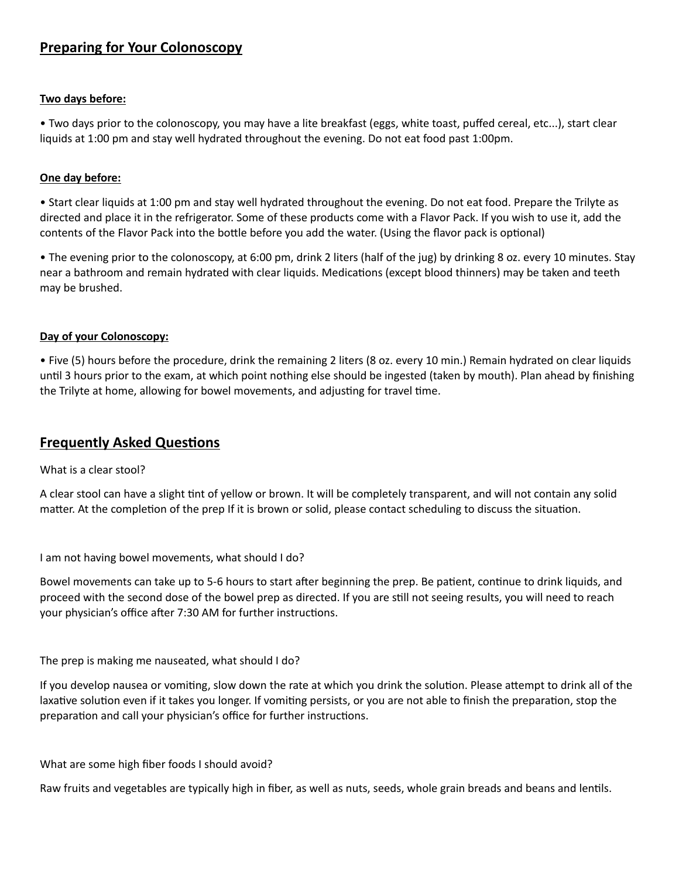## Preparing for Your Colonoscopy

#### Two days before:

• Two days prior to the colonoscopy, you may have a lite breakfast (eggs, white toast, puffed cereal, etc...), start clear liquids at 1:00 pm and stay well hydrated throughout the evening. Do not eat food past 1:00pm.

#### One day before:

• Start clear liquids at 1:00 pm and stay well hydrated throughout the evening. Do not eat food. Prepare the Trilyte as directed and place it in the refrigerator. Some of these products come with a Flavor Pack. If you wish to use it, add the contents of the Flavor Pack into the bottle before you add the water. (Using the flavor pack is optional)

• The evening prior to the colonoscopy, at 6:00 pm, drink 2 liters (half of the jug) by drinking 8 oz. every 10 minutes. Stay near a bathroom and remain hydrated with clear liquids. Medications (except blood thinners) may be taken and teeth may be brushed.

#### Day of your Colonoscopy:

• Five (5) hours before the procedure, drink the remaining 2 liters (8 oz. every 10 min.) Remain hydrated on clear liquids until 3 hours prior to the exam, at which point nothing else should be ingested (taken by mouth). Plan ahead by finishing the Trilyte at home, allowing for bowel movements, and adjusting for travel time.

## Frequently Asked Questions

What is a clear stool?

A clear stool can have a slight tint of yellow or brown. It will be completely transparent, and will not contain any solid matter. At the completion of the prep If it is brown or solid, please contact scheduling to discuss the situation.

I am not having bowel movements, what should I do?

Bowel movements can take up to 5-6 hours to start after beginning the prep. Be patient, continue to drink liquids, and proceed with the second dose of the bowel prep as directed. If you are still not seeing results, you will need to reach your physician's office after 7:30 AM for further instructions.

The prep is making me nauseated, what should I do?

If you develop nausea or vomiting, slow down the rate at which you drink the solution. Please attempt to drink all of the laxative solution even if it takes you longer. If vomiting persists, or you are not able to finish the preparation, stop the preparation and call your physician's office for further instructions.

What are some high fiber foods I should avoid?

Raw fruits and vegetables are typically high in fiber, as well as nuts, seeds, whole grain breads and beans and lentils.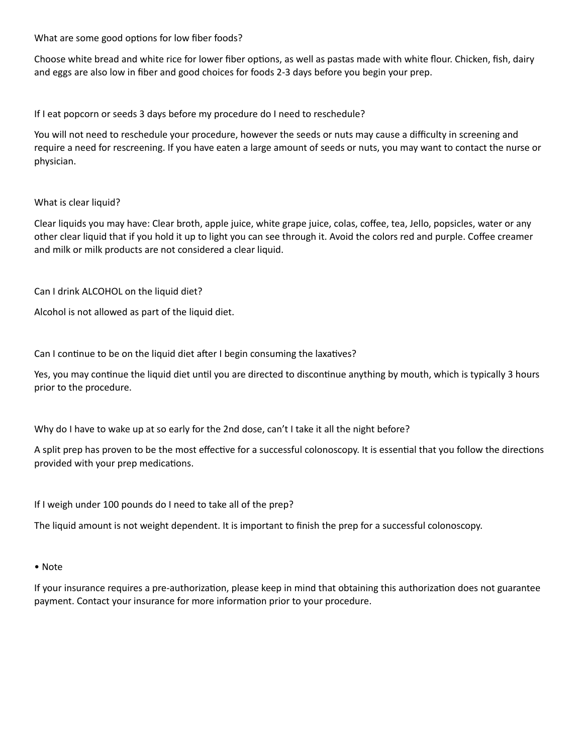What are some good options for low fiber foods?

Choose white bread and white rice for lower fiber options, as well as pastas made with white flour. Chicken, fish, dairy and eggs are also low in fiber and good choices for foods 2-3 days before you begin your prep.

If I eat popcorn or seeds 3 days before my procedure do I need to reschedule?

You will not need to reschedule your procedure, however the seeds or nuts may cause a difficulty in screening and require a need for rescreening. If you have eaten a large amount of seeds or nuts, you may want to contact the nurse or physician.

What is clear liquid?

Clear liquids you may have: Clear broth, apple juice, white grape juice, colas, coffee, tea, Jello, popsicles, water or any other clear liquid that if you hold it up to light you can see through it. Avoid the colors red and purple. Coffee creamer and milk or milk products are not considered a clear liquid.

Can I drink ALCOHOL on the liquid diet?

Alcohol is not allowed as part of the liquid diet.

Can I continue to be on the liquid diet after I begin consuming the laxatives?

Yes, you may continue the liquid diet until you are directed to discontinue anything by mouth, which is typically 3 hours prior to the procedure.

Why do I have to wake up at so early for the 2nd dose, can't I take it all the night before?

A split prep has proven to be the most effective for a successful colonoscopy. It is essential that you follow the directions provided with your prep medications.

If I weigh under 100 pounds do I need to take all of the prep?

The liquid amount is not weight dependent. It is important to finish the prep for a successful colonoscopy.

- Note

If your insurance requires a pre-authorization, please keep in mind that obtaining this authorization does not guarantee payment. Contact your insurance for more information prior to your procedure.